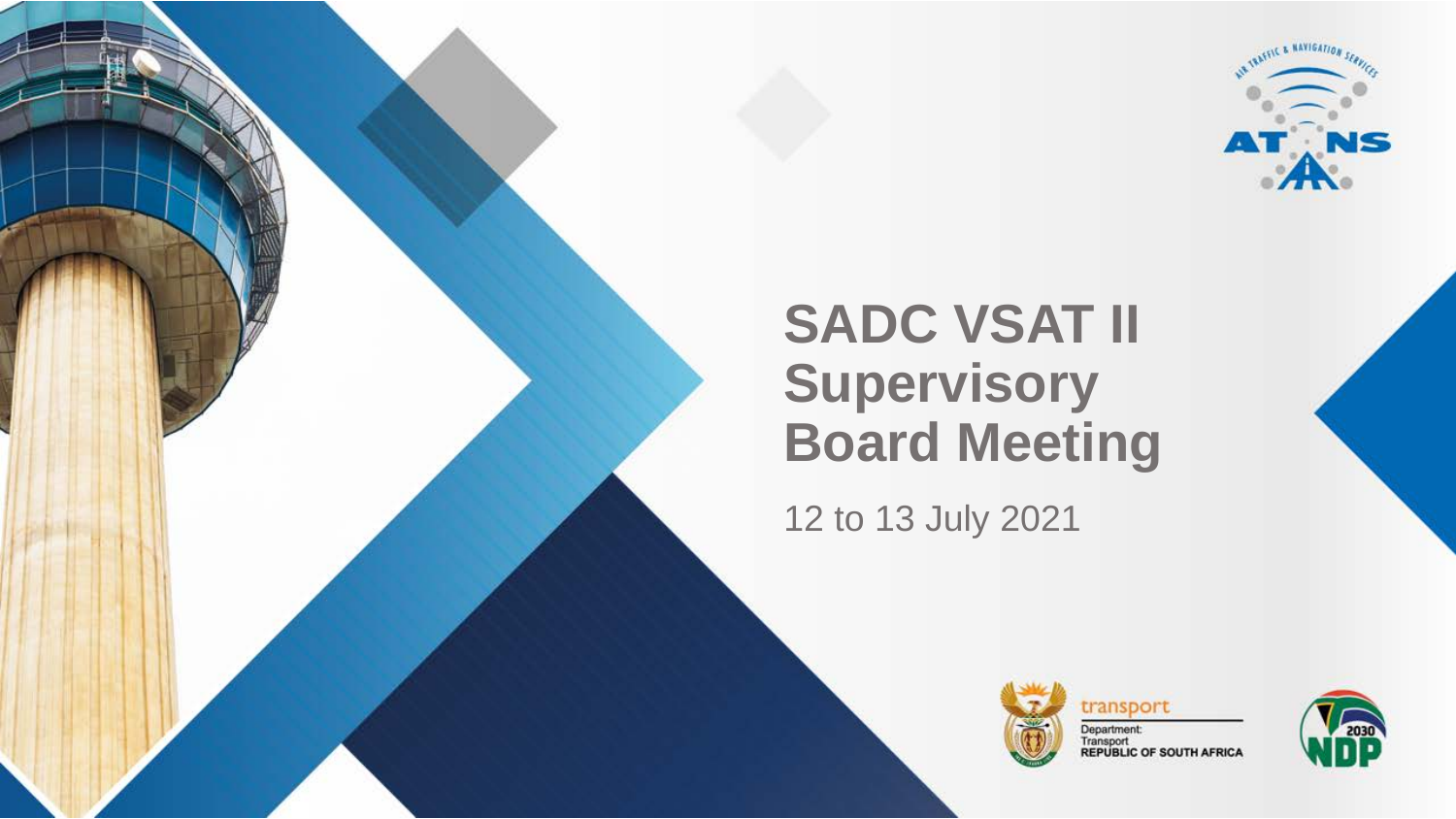# SADC VSAT II Supervisory Board Meeting

12 to 13 July 2021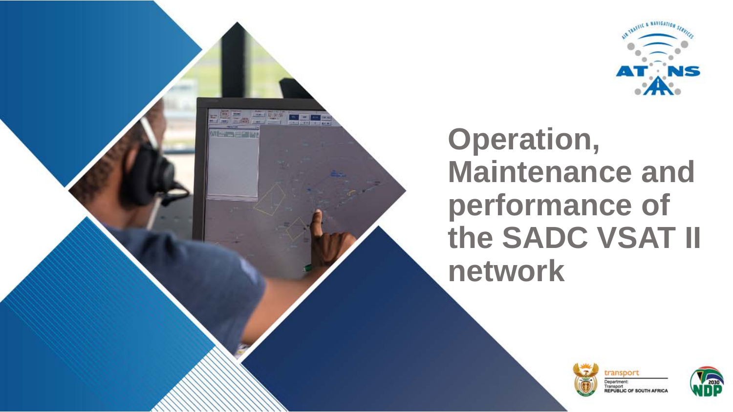# Operation, Maintenance and performance of the SADC VSAT II network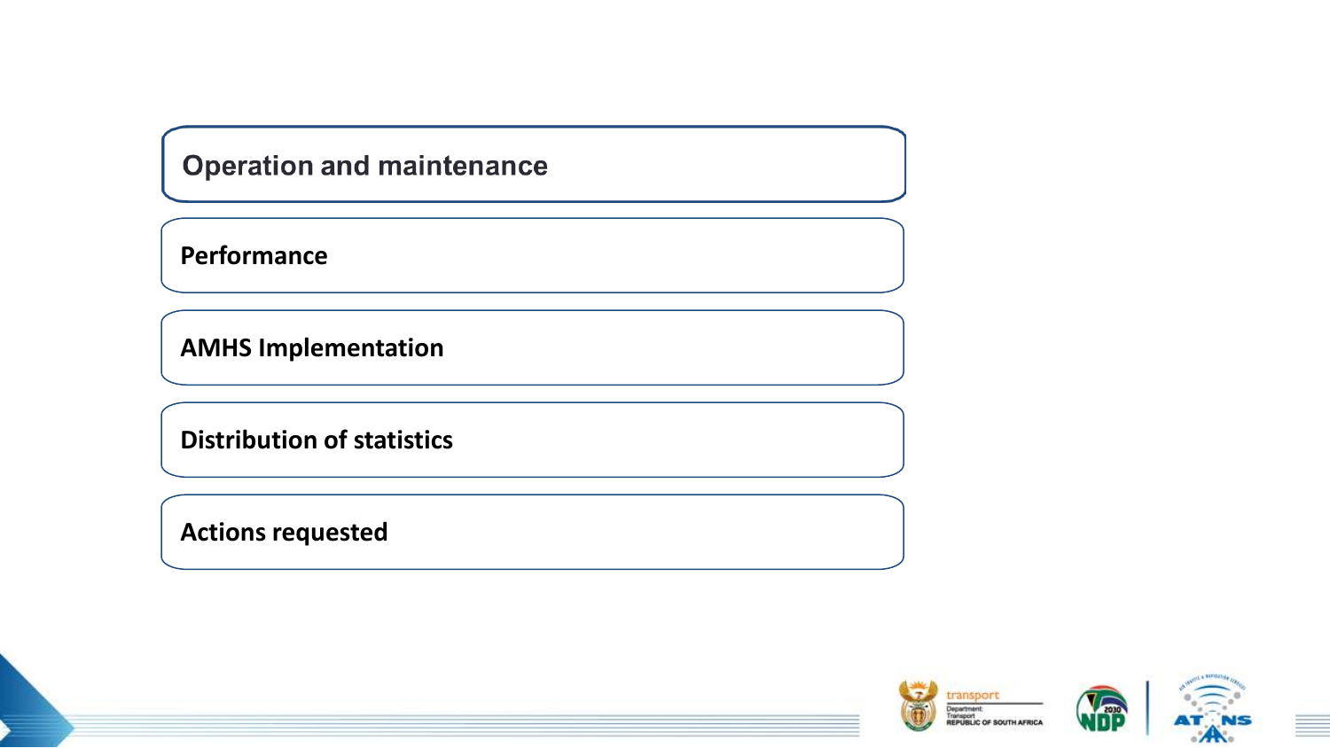- Operation and maintenance
- Performance
- AMHS Implementation
- Distribution of statistics
- Actions requested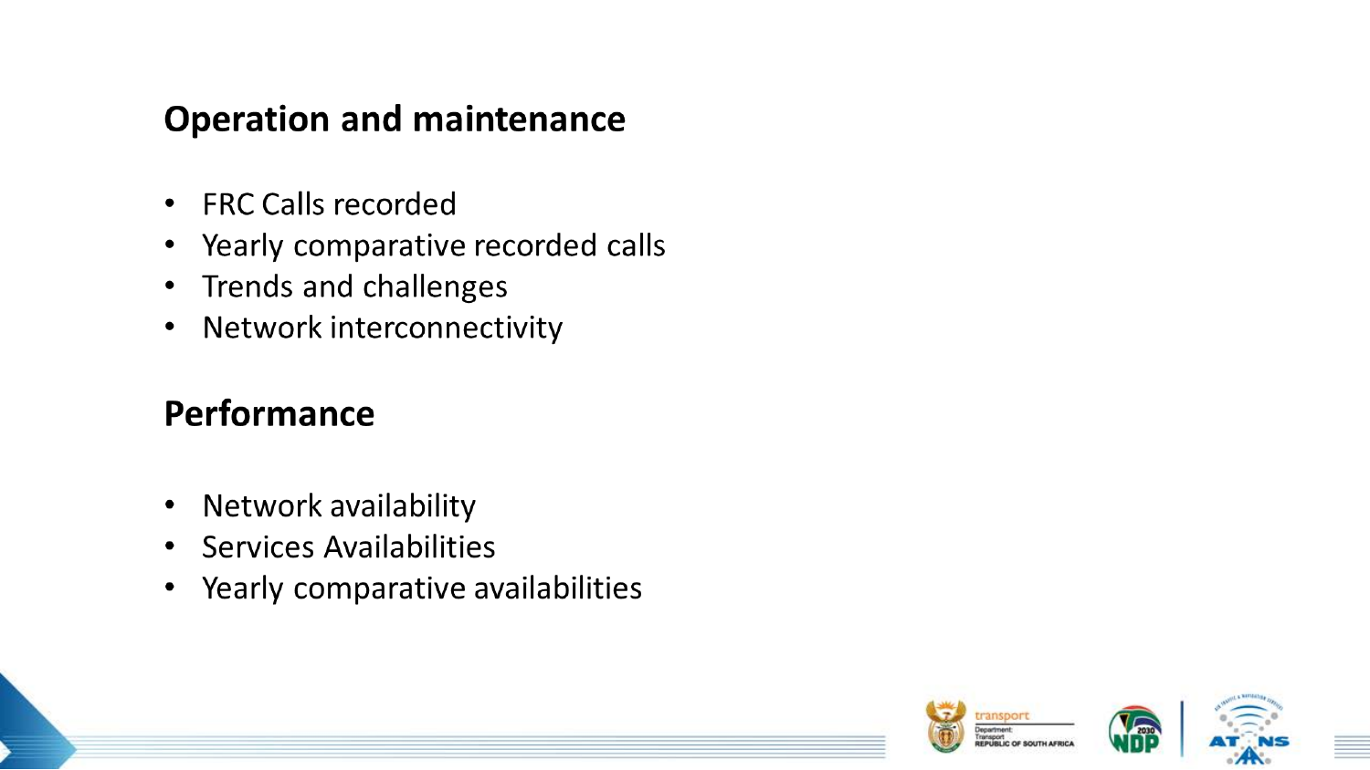## Operation and maintenance

- FRC Calls recorded
- Yearly comparative recorded calls
- Trends and challenges
- Network interconnectivity

## Performance

- Network availability
- Services Availabilities
- Yearly comparative availabilities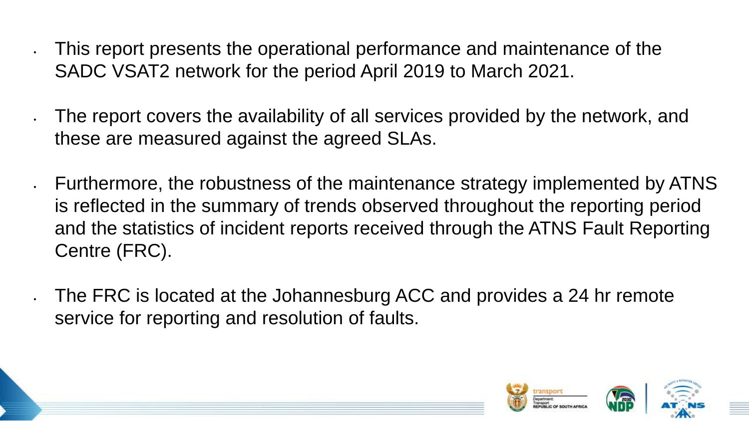- This report presents the operational performance and maintenance of the SADC VSAT2 network for the period April 2019 to March 2021.

- The report covers the availability of all services provided by the network, and these are measured against the agreed SLAs.

- Furthermore, the robustness of the maintenance strategy implemented by ATNS is reflected in the summary of trends observed throughout the reporting period and the statistics of incident reports received through the ATNS Fault Reporting Centre (FRC).

- The FRC is located at the Johannesburg ACC and provides a 24 hr remote service for reporting and resolution of faults.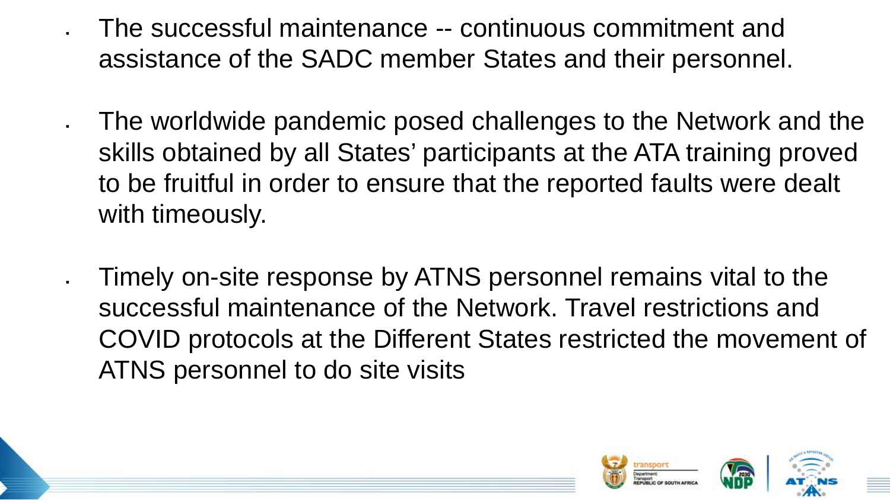- The successful maintenance -- continuous commitment and assistance of the SADC member States and their personnel.

- The worldwide pandemic posed challenges to the Network and the skills obtained by all States' participants at the ATA training proved to be fruitful in order to ensure that the reported faults were dealt with timeously.

- Timely on-site response by ATNS personnel remains vital to the successful maintenance of the Network. Travel restrictions and COVID protocols at the Different States restricted the movement of ATNS personnel to do site visits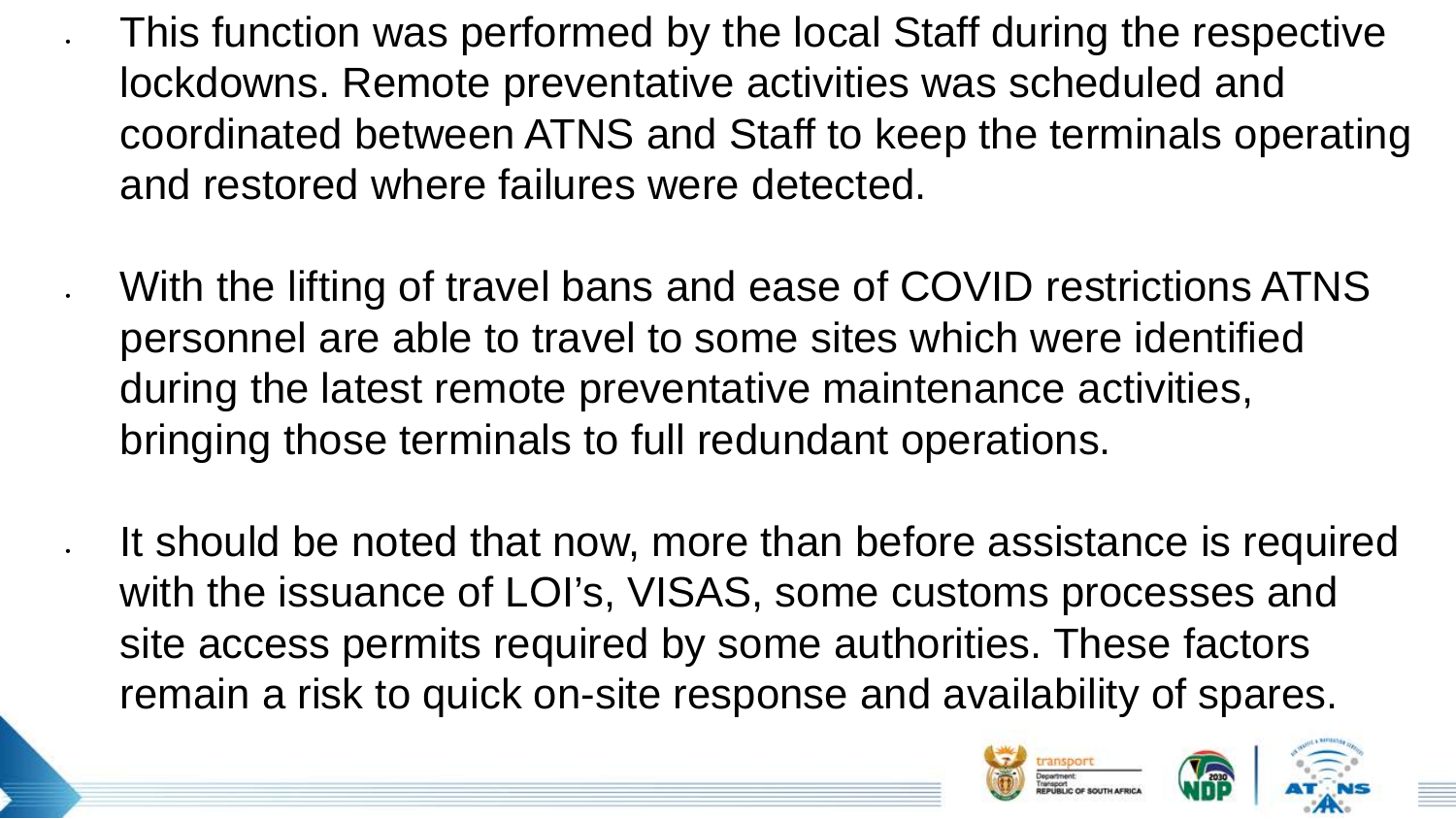- This function was performed by the local Staff during the respective lockdowns. Remote preventative activities was scheduled and coordinated between ATNS and Staff to keep the terminals operating and restored where failures were detected.

- With the lifting of travel bans and ease of COVID restrictions ATNS personnel are able to travel to some sites which were identified during the latest remote preventative maintenance activities, bringing those terminals to full redundant operations.

- It should be noted that now, more than before assistance is required with the issuance of LOI's, VISAS, some customs processes and site access permits required by some authorities. These factors remain a risk to quick on-site response and availability of spares.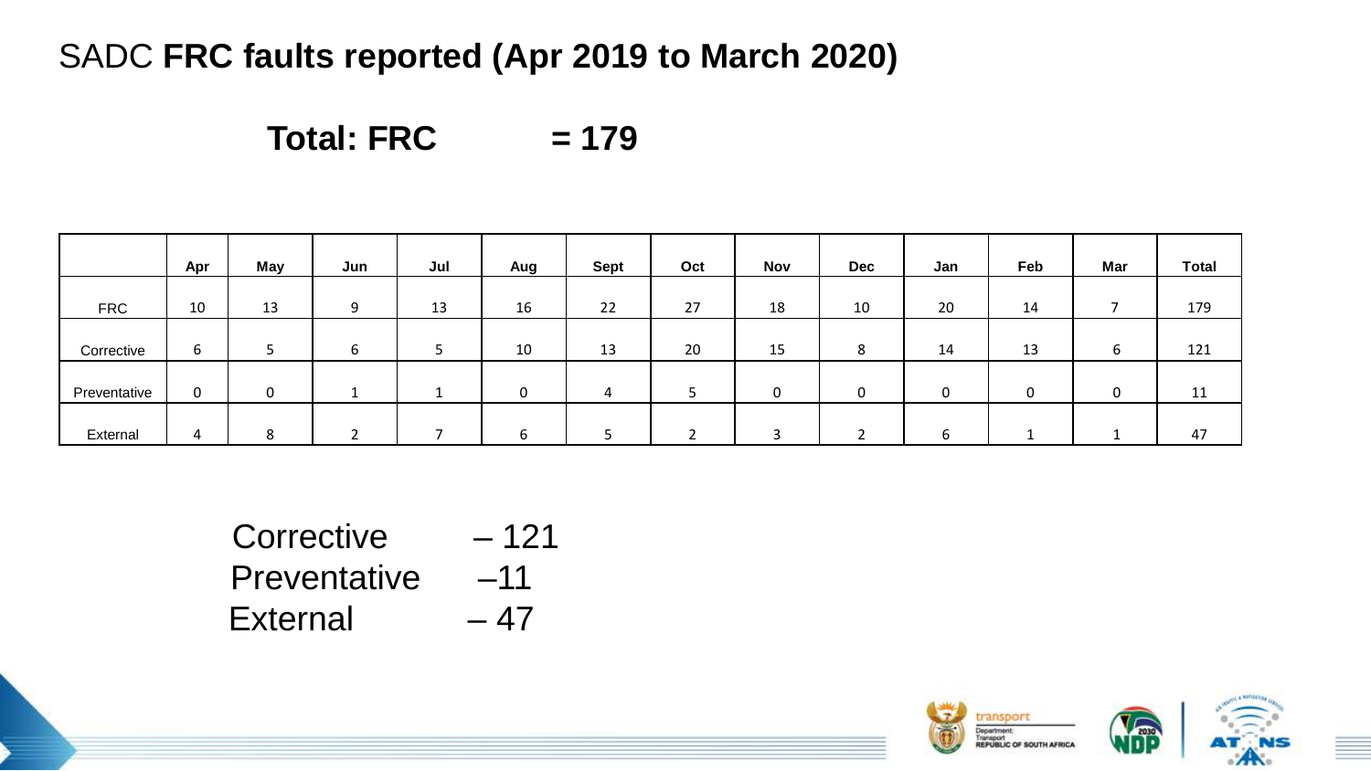# SADC **FRC faults reported (Apr 2019 to March 2020)**

**Total: FRC = 179**

| | Apr | May | Jun | Jul | Aug | Sept | Oct | Nov | Dec | Jan | Feb | Mar | Total |
|---|---|---|---|---|---|---|---|---|---|---|---|---|---|
| FRC | 10 | 13 | 9 | 13 | 16 | 22 | 27 | 18 | 10 | 20 | 14 | 7 | 179 |
| Corrective | 6 | 5 | 6 | 5 | 10 | 13 | 20 | 15 | 8 | 14 | 13 | 6 | 121 |
| Preventative | 0 | 0 | 1 | 1 | 0 | 4 | 5 | 0 | 0 | 0 | 0 | 0 | 11 |
| External | 4 | 8 | 2 | 7 | 6 | 5 | 2 | 3 | 2 | 6 | 1 | 1 | 47 |

Corrective – 121
Preventative –11
External – 47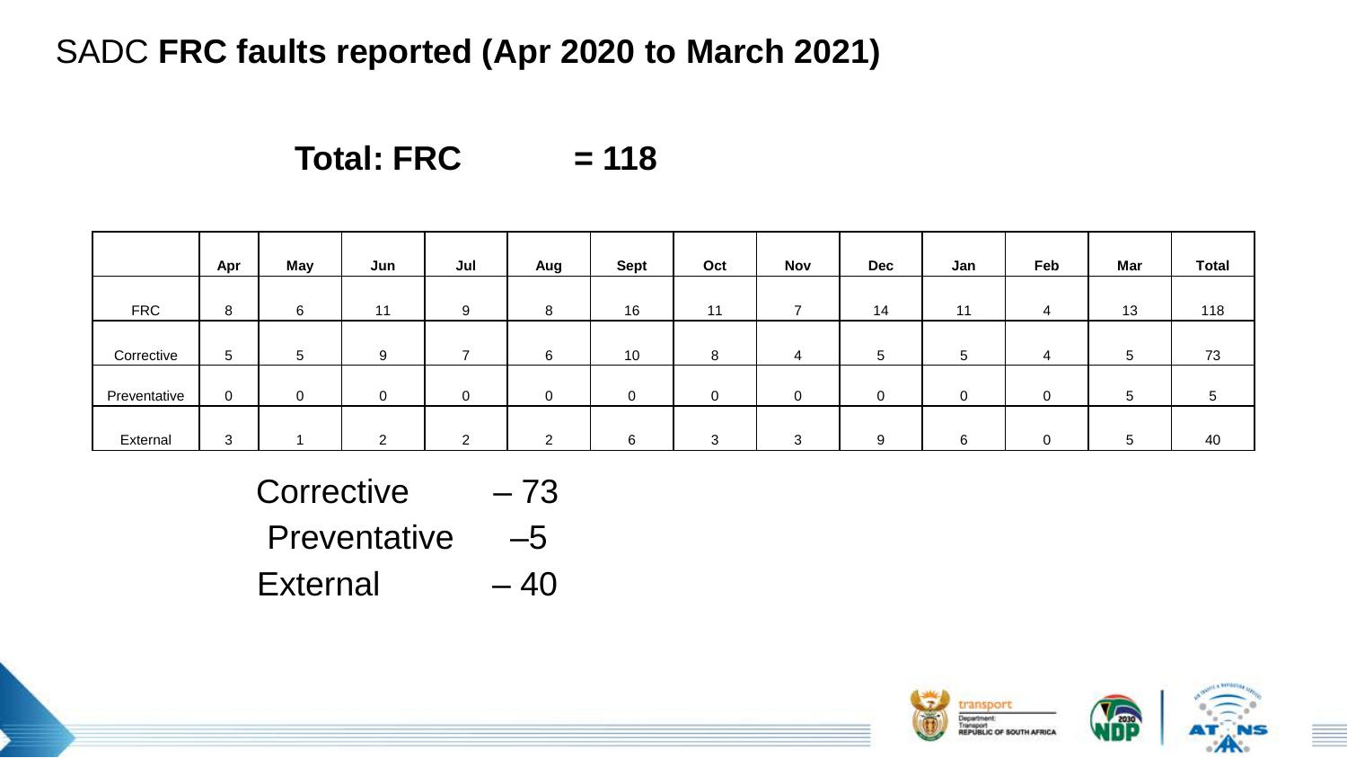# SADC **FRC faults reported (Apr 2020 to March 2021)**

**Total: FRC = 118**

| | Apr | May | Jun | Jul | Aug | Sept | Oct | Nov | Dec | Jan | Feb | Mar | Total |
|---|---|---|---|---|---|---|---|---|---|---|---|---|---|
| FRC | 8 | 6 | 11 | 9 | 8 | 16 | 11 | 7 | 14 | 11 | 4 | 13 | 118 |
| Corrective | 5 | 5 | 9 | 7 | 6 | 10 | 8 | 4 | 5 | 5 | 4 | 5 | 73 |
| Preventative | 0 | 0 | 0 | 0 | 0 | 0 | 0 | 0 | 0 | 0 | 0 | 5 | 5 |
| External | 3 | 1 | 2 | 2 | 2 | 6 | 3 | 3 | 9 | 6 | 0 | 5 | 40 |

Corrective – 73
Preventative –5
External – 40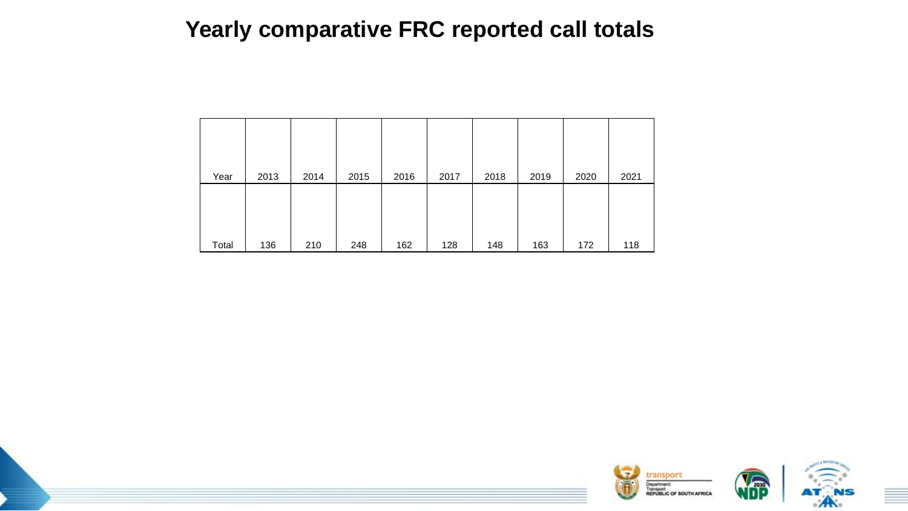# Yearly comparative FRC reported call totals

| Year | 2013 | 2014 | 2015 | 2016 | 2017 | 2018 | 2019 | 2020 | 2021 |
|---|---|---|---|---|---|---|---|---|---|
| Total | 136 | 210 | 248 | 162 | 128 | 148 | 163 | 172 | 118 |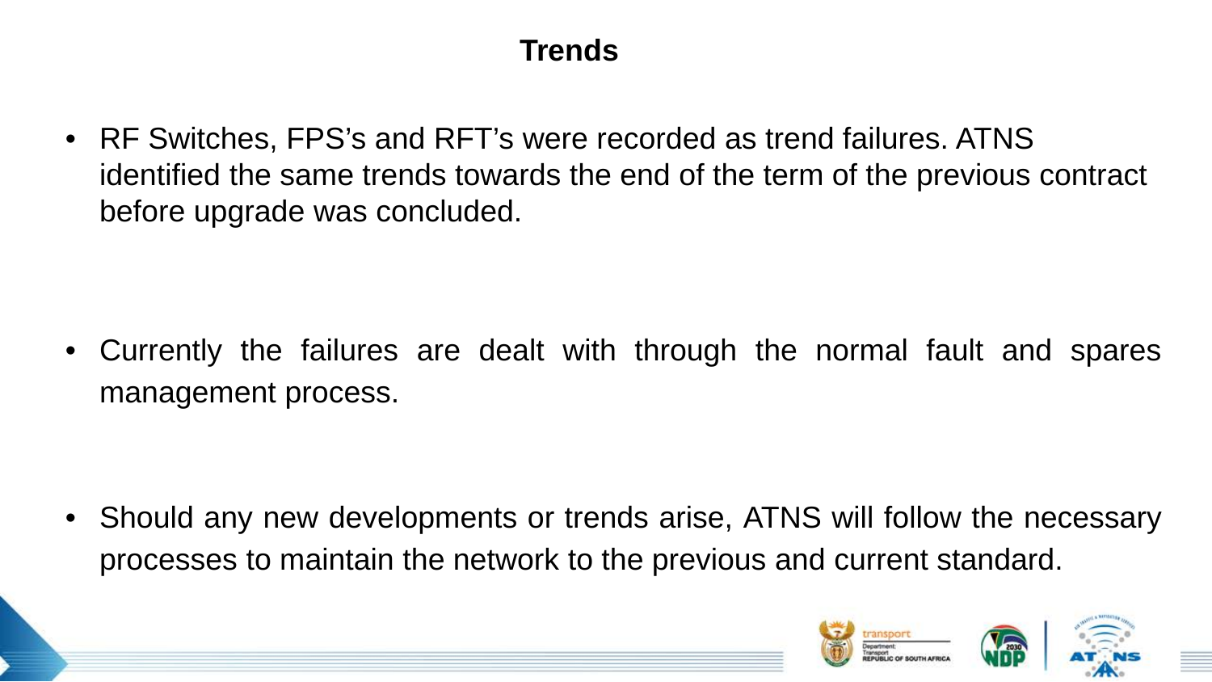# Trends

- RF Switches, FPS's and RFT's were recorded as trend failures. ATNS identified the same trends towards the end of the term of the previous contract before upgrade was concluded.

- Currently the failures are dealt with through the normal fault and spares management process.

- Should any new developments or trends arise, ATNS will follow the necessary processes to maintain the network to the previous and current standard.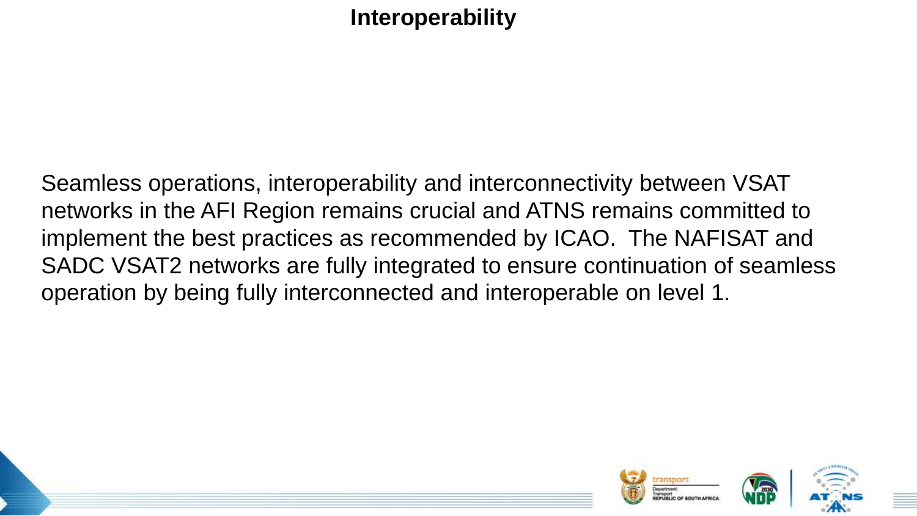# Interoperability

Seamless operations, interoperability and interconnectivity between VSAT networks in the AFI Region remains crucial and ATNS remains committed to implement the best practices as recommended by ICAO. The NAFISAT and SADC VSAT2 networks are fully integrated to ensure continuation of seamless operation by being fully interconnected and interoperable on level 1.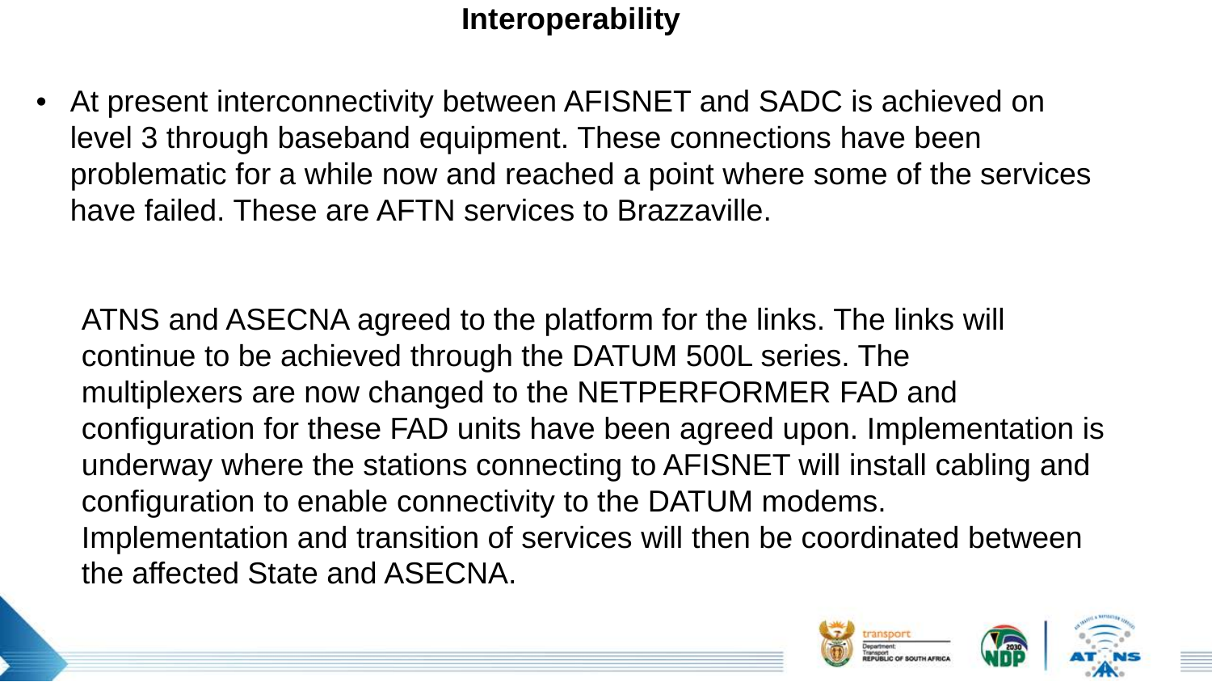# Interoperability

- At present interconnectivity between AFISNET and SADC is achieved on level 3 through baseband equipment. These connections have been problematic for a while now and reached a point where some of the services have failed. These are AFTN services to Brazzaville.

ATNS and ASECNA agreed to the platform for the links. The links will continue to be achieved through the DATUM 500L series. The multiplexers are now changed to the NETPERFORMER FAD and configuration for these FAD units have been agreed upon. Implementation is underway where the stations connecting to AFISNET will install cabling and configuration to enable connectivity to the DATUM modems. Implementation and transition of services will then be coordinated between the affected State and ASECNA.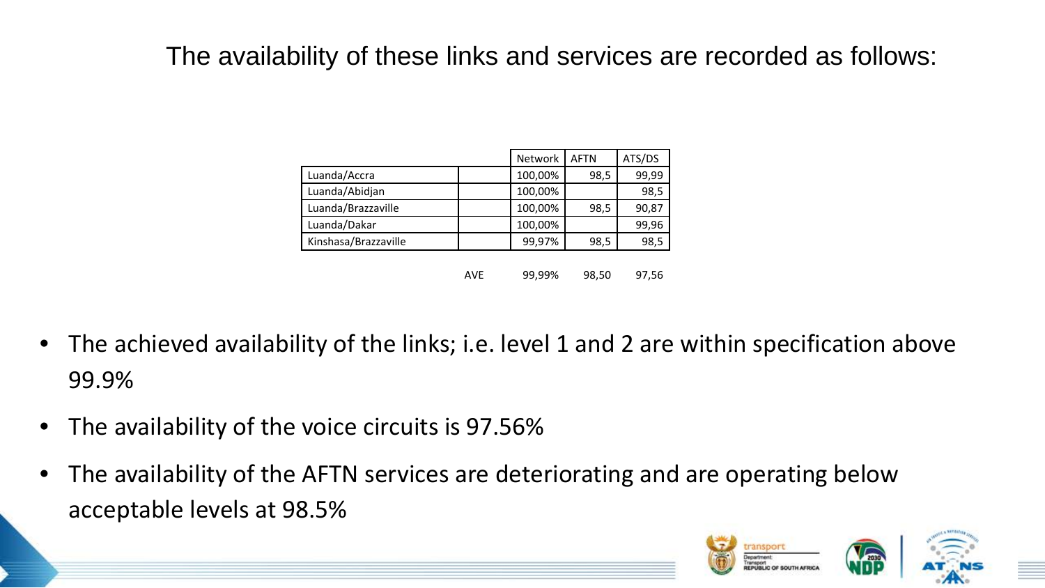## The availability of these links and services are recorded as follows:

| | | Network | AFTN | ATS/DS |
|---|---|---|---|---|
| Luanda/Accra | | 100,00% | 98,5 | 99,99 |
| Luanda/Abidjan | | 100,00% | | 98,5 |
| Luanda/Brazzaville | | 100,00% | 98,5 | 90,87 |
| Luanda/Dakar | | 100,00% | | 99,96 |
| Kinshasa/Brazzaville | | 99,97% | 98,5 | 98,5 |
| | AVE | 99,99% | 98,50 | 97,56 |

- The achieved availability of the links; i.e. level 1 and 2 are within specification above 99.9%
- The availability of the voice circuits is 97.56%
- The availability of the AFTN services are deteriorating and are operating below acceptable levels at 98.5%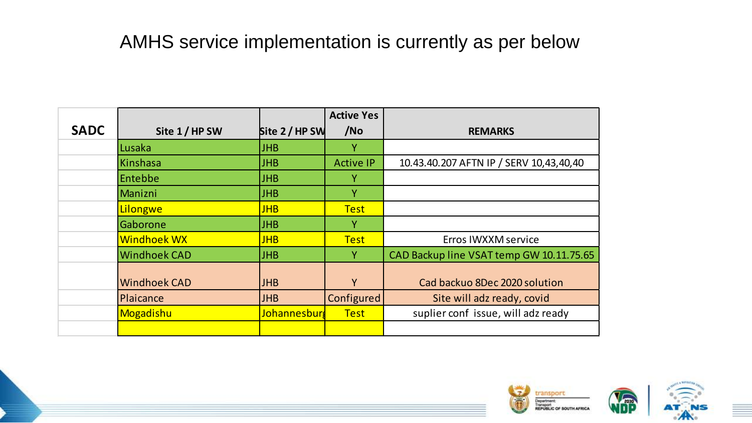# AMHS service implementation is currently as per below

| SADC | Site 1 / HP SW | Site 2 / HP SW | Active Yes /No | REMARKS |
|---|---|---|---|---|
| | Lusaka | JHB | Y | |
| | Kinshasa | JHB | Active IP | 10.43.40.207 AFTN IP / SERV 10,43,40,40 |
| | Entebbe | JHB | Y | |
| | Manizni | JHB | Y | |
| | Lilongwe | JHB | Test | |
| | Gaborone | JHB | Y | |
| | Windhoek WX | JHB | Test | Erros IWXXM service |
| | Windhoek CAD | JHB | Y | CAD Backup line VSAT temp GW 10.11.75.65 |
| | Windhoek CAD | JHB | Y | Cad backuo 8Dec 2020 solution |
| | Plaicance | JHB | Configured | Site will adz ready, covid |
| | Mogadishu | Johannesburg | Test | suplier conf issue, will adz ready |
| | | | | |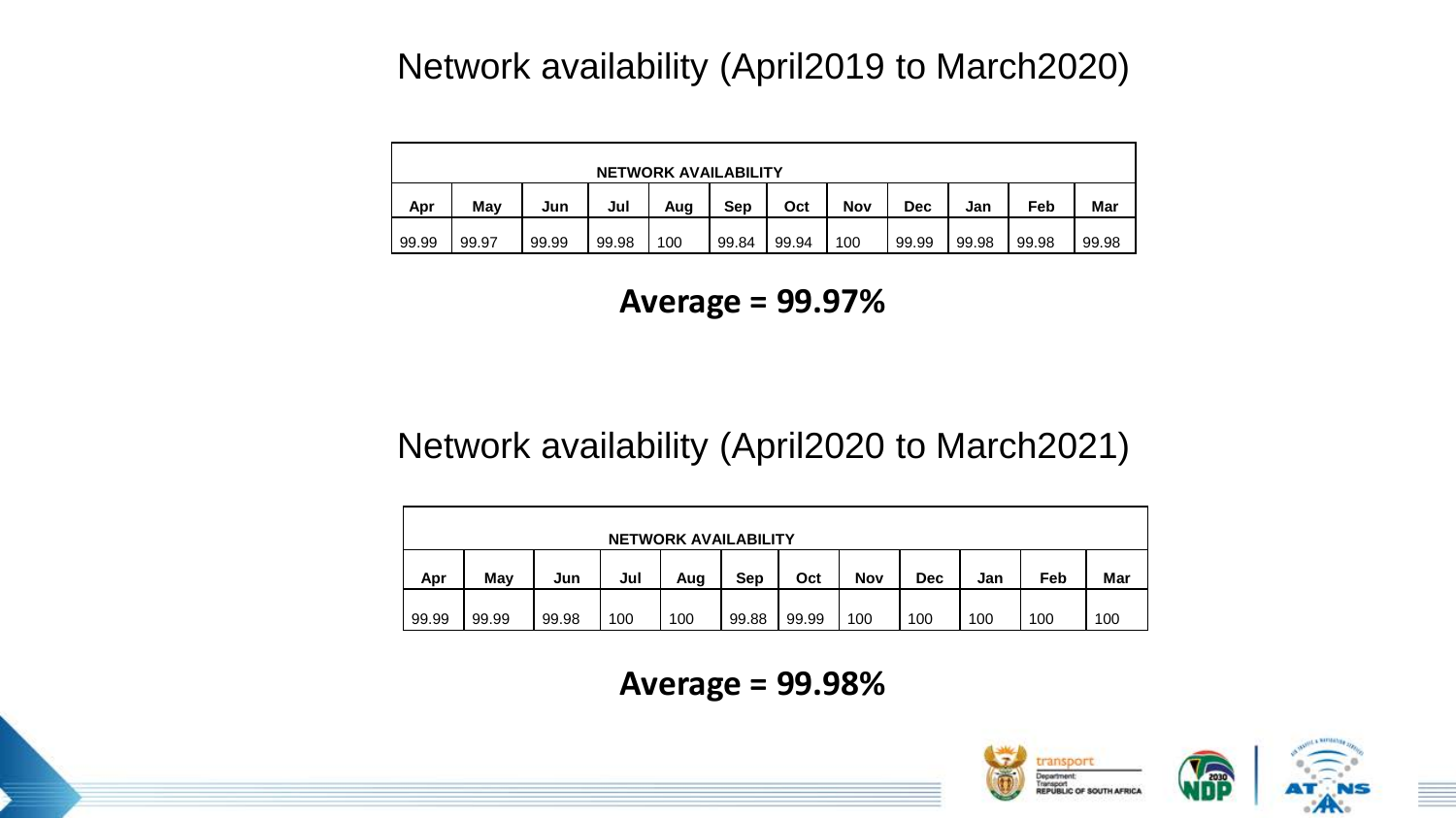## Network availability (April2019 to March2020)

| NETWORK AVAILABILITY | | | | | | | | | | | |
|---|---|---|---|---|---|---|---|---|---|---|---|
| **Apr** | **May** | **Jun** | **Jul** | **Aug** | **Sep** | **Oct** | **Nov** | **Dec** | **Jan** | **Feb** | **Mar** |
| 99.99 | 99.97 | 99.99 | 99.98 | 100 | 99.84 | 99.94 | 100 | 99.99 | 99.98 | 99.98 | 99.98 |

**Average = 99.97%**

## Network availability (April2020 to March2021)

| NETWORK AVAILABILITY | | | | | | | | | | | |
|---|---|---|---|---|---|---|---|---|---|---|---|
| **Apr** | **May** | **Jun** | **Jul** | **Aug** | **Sep** | **Oct** | **Nov** | **Dec** | **Jan** | **Feb** | **Mar** |
| 99.99 | 99.99 | 99.98 | 100 | 100 | 99.88 | 99.99 | 100 | 100 | 100 | 100 | 100 |

**Average = 99.98%**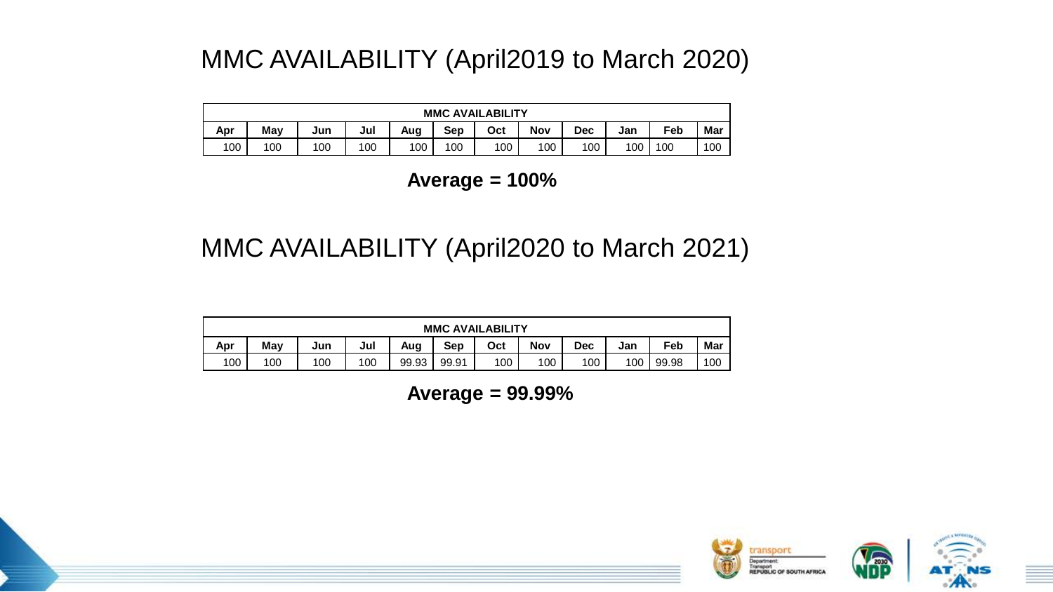# MMC AVAILABILITY (April2019 to March 2020)

| MMC AVAILABILITY | | | | | | | | | | | |
|---|---|---|---|---|---|---|---|---|---|---|---|
| Apr | May | Jun | Jul | Aug | Sep | Oct | Nov | Dec | Jan | Feb | Mar |
| 100 | 100 | 100 | 100 | 100 | 100 | 100 | 100 | 100 | 100 | 100 | 100 |

**Average = 100%**

# MMC AVAILABILITY (April2020 to March 2021)

| MMC AVAILABILITY | | | | | | | | | | | |
|---|---|---|---|---|---|---|---|---|---|---|---|
| Apr | May | Jun | Jul | Aug | Sep | Oct | Nov | Dec | Jan | Feb | Mar |
| 100 | 100 | 100 | 100 | 99.93 | 99.91 | 100 | 100 | 100 | 100 | 99.98 | 100 |

**Average = 99.99%**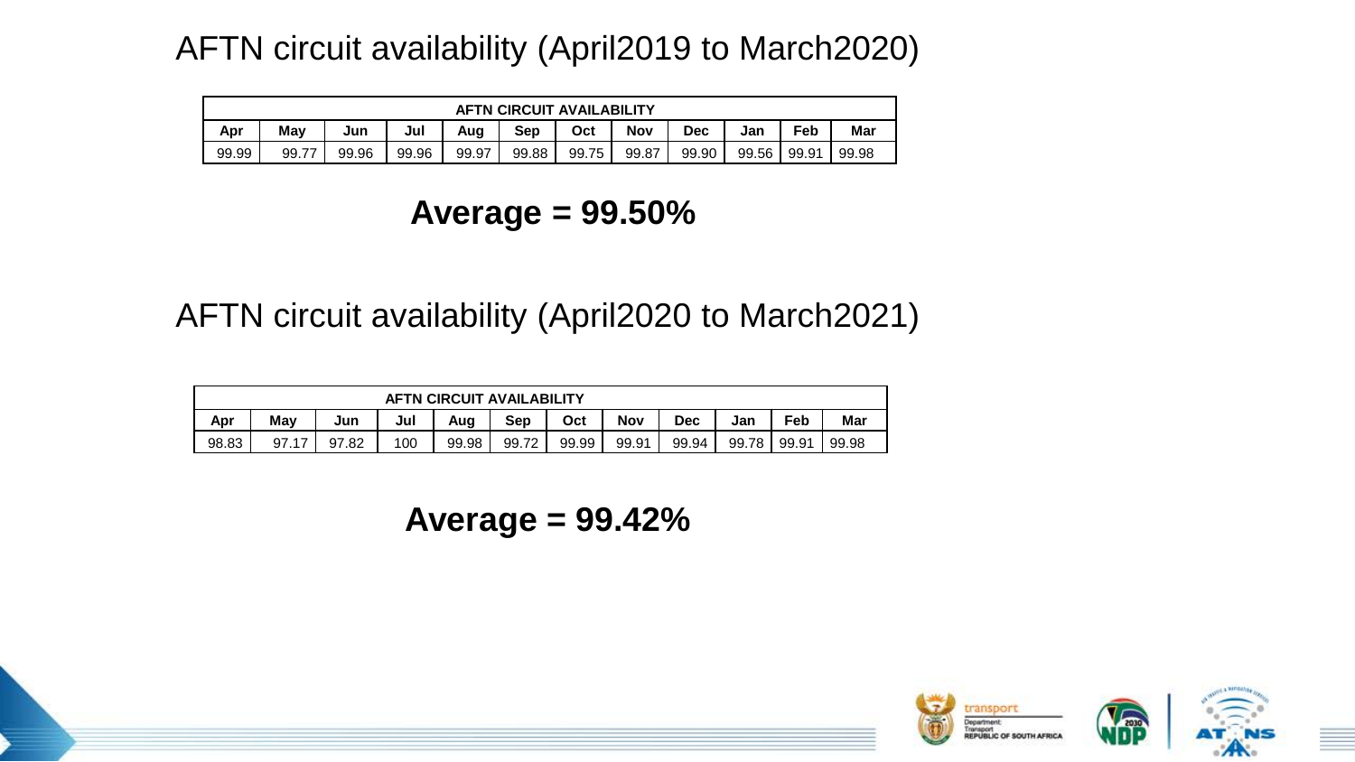## AFTN circuit availability (April2019 to March2020)

| AFTN CIRCUIT AVAILABILITY | | | | | | | | | | | |
|---|---|---|---|---|---|---|---|---|---|---|---|
| Apr | May | Jun | Jul | Aug | Sep | Oct | Nov | Dec | Jan | Feb | Mar |
| 99.99 | 99.77 | 99.96 | 99.96 | 99.97 | 99.88 | 99.75 | 99.87 | 99.90 | 99.56 | 99.91 | 99.98 |

**Average = 99.50%**

## AFTN circuit availability (April2020 to March2021)

| AFTN CIRCUIT AVAILABILITY | | | | | | | | | | | |
|---|---|---|---|---|---|---|---|---|---|---|---|
| Apr | May | Jun | Jul | Aug | Sep | Oct | Nov | Dec | Jan | Feb | Mar |
| 98.83 | 97.17 | 97.82 | 100 | 99.98 | 99.72 | 99.99 | 99.91 | 99.94 | 99.78 | 99.91 | 99.98 |

**Average = 99.42%**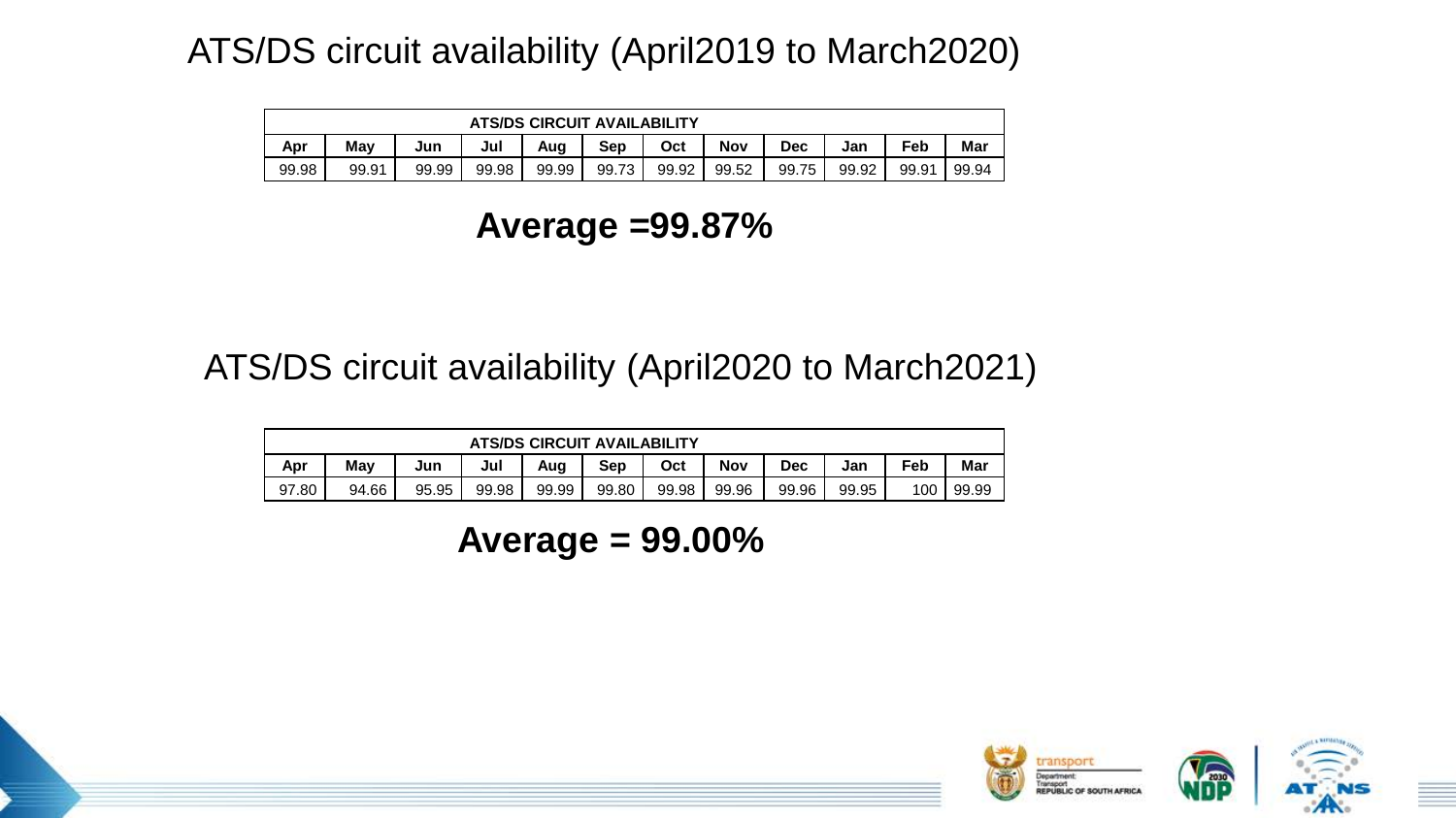## ATS/DS circuit availability (April2019 to March2020)

| ATS/DS CIRCUIT AVAILABILITY | | | | | | | | | | | |
|---|---|---|---|---|---|---|---|---|---|---|---|
| Apr | May | Jun | Jul | Aug | Sep | Oct | Nov | Dec | Jan | Feb | Mar |
| 99.98 | 99.91 | 99.99 | 99.98 | 99.99 | 99.73 | 99.92 | 99.52 | 99.75 | 99.92 | 99.91 | 99.94 |

**Average =99.87%**

## ATS/DS circuit availability (April2020 to March2021)

| ATS/DS CIRCUIT AVAILABILITY | | | | | | | | | | | |
|---|---|---|---|---|---|---|---|---|---|---|---|
| Apr | May | Jun | Jul | Aug | Sep | Oct | Nov | Dec | Jan | Feb | Mar |
| 97.80 | 94.66 | 95.95 | 99.98 | 99.99 | 99.80 | 99.98 | 99.96 | 99.96 | 99.95 | 100 | 99.99 |

**Average = 99.00%**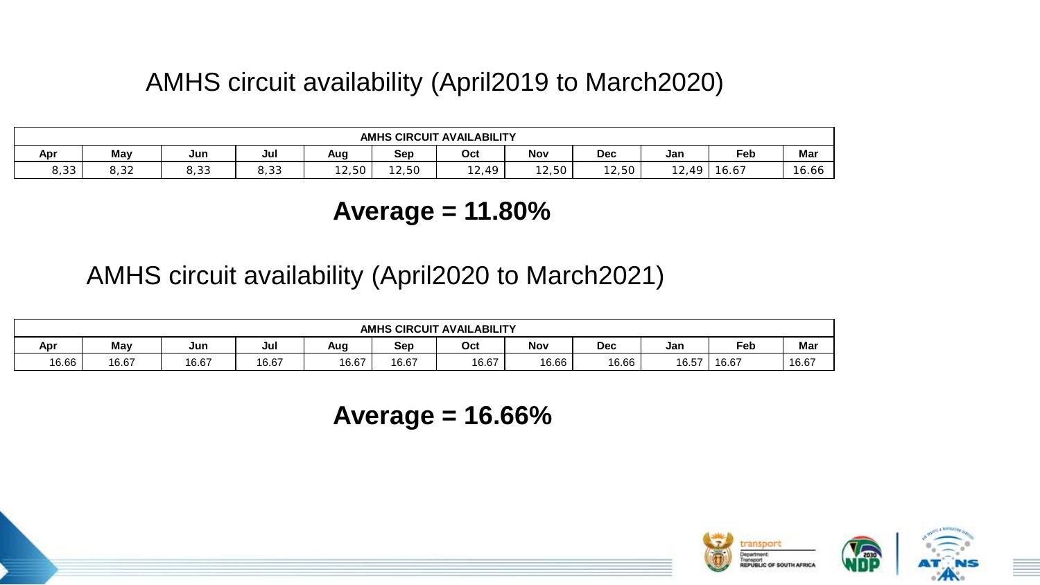# AMHS circuit availability (April2019 to March2020)

| AMHS CIRCUIT AVAILABILITY | | | | | | | | | | | |
|---|---|---|---|---|---|---|---|---|---|---|---|
| Apr | May | Jun | Jul | Aug | Sep | Oct | Nov | Dec | Jan | Feb | Mar |
| 8,33 | 8,32 | 8,33 | 8,33 | 12,50 | 12,50 | 12,49 | 12,50 | 12,50 | 12,49 | 16.67 | 16.66 |

**Average = 11.80%**

# AMHS circuit availability (April2020 to March2021)

| AMHS CIRCUIT AVAILABILITY | | | | | | | | | | | |
|---|---|---|---|---|---|---|---|---|---|---|---|
| Apr | May | Jun | Jul | Aug | Sep | Oct | Nov | Dec | Jan | Feb | Mar |
| 16.66 | 16.67 | 16.67 | 16.67 | 16.67 | 16.67 | 16.67 | 16.66 | 16.66 | 16.57 | 16.67 | 16.67 |

**Average = 16.66%**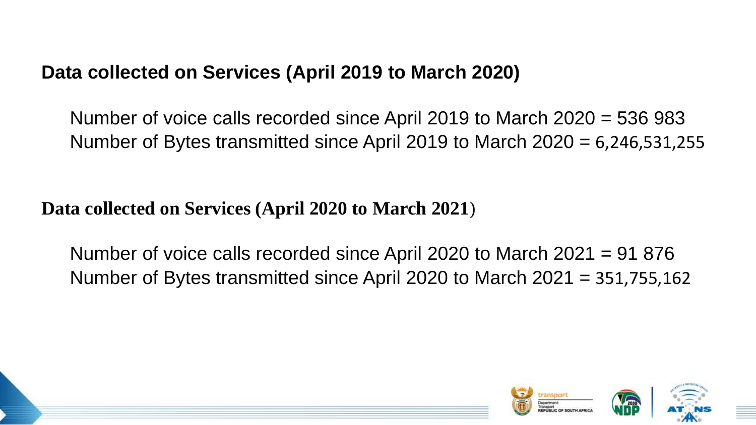## Data collected on Services (April 2019 to March 2020)

Number of voice calls recorded since April 2019 to March 2020 = 536 983
Number of Bytes transmitted since April 2019 to March 2020 = 6,246,531,255

## Data collected on Services (April 2020 to March 2021)

Number of voice calls recorded since April 2020 to March 2021 = 91 876
Number of Bytes transmitted since April 2020 to March 2021 = 351,755,162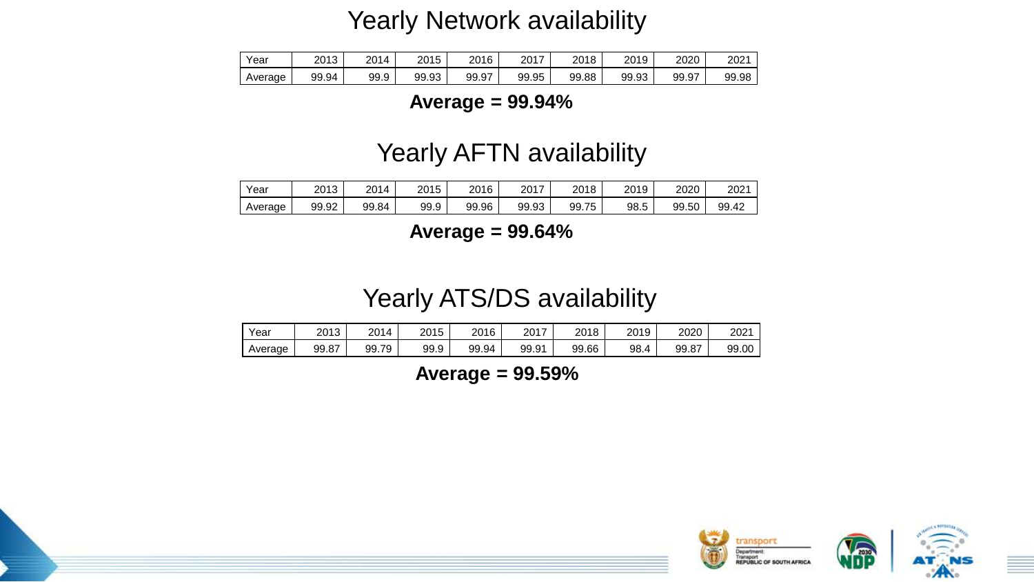## Yearly Network availability

| Year | 2013 | 2014 | 2015 | 2016 | 2017 | 2018 | 2019 | 2020 | 2021 |
|---|---|---|---|---|---|---|---|---|---|
| Average | 99.94 | 99.9 | 99.93 | 99.97 | 99.95 | 99.88 | 99.93 | 99.97 | 99.98 |

**Average = 99.94%**

## Yearly AFTN availability

| Year | 2013 | 2014 | 2015 | 2016 | 2017 | 2018 | 2019 | 2020 | 2021 |
|---|---|---|---|---|---|---|---|---|---|
| Average | 99.92 | 99.84 | 99.9 | 99.96 | 99.93 | 99.75 | 98.5 | 99.50 | 99.42 |

**Average = 99.64%**

## Yearly ATS/DS availability

| Year | 2013 | 2014 | 2015 | 2016 | 2017 | 2018 | 2019 | 2020 | 2021 |
|---|---|---|---|---|---|---|---|---|---|
| Average | 99.87 | 99.79 | 99.9 | 99.94 | 99.91 | 99.66 | 98.4 | 99.87 | 99.00 |

**Average = 99.59%**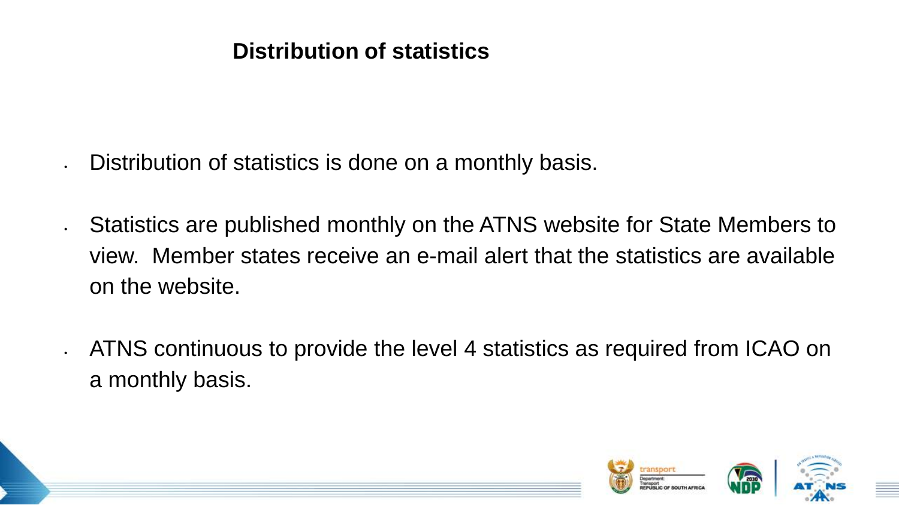# Distribution of statistics

- Distribution of statistics is done on a monthly basis.
- Statistics are published monthly on the ATNS website for State Members to view. Member states receive an e-mail alert that the statistics are available on the website.
- ATNS continuous to provide the level 4 statistics as required from ICAO on a monthly basis.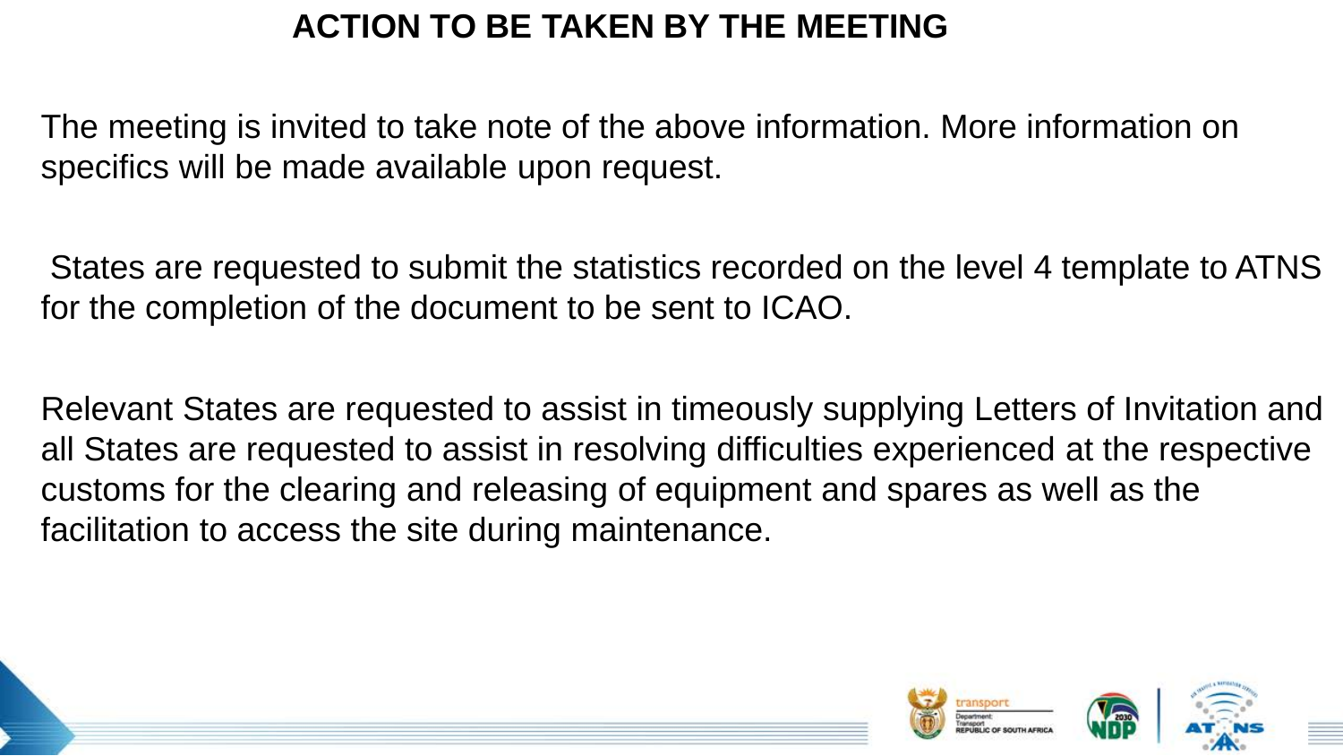# ACTION TO BE TAKEN BY THE MEETING

The meeting is invited to take note of the above information. More information on specifics will be made available upon request.

States are requested to submit the statistics recorded on the level 4 template to ATNS for the completion of the document to be sent to ICAO.

Relevant States are requested to assist in timeously supplying Letters of Invitation and all States are requested to assist in resolving difficulties experienced at the respective customs for the clearing and releasing of equipment and spares as well as the facilitation to access the site during maintenance.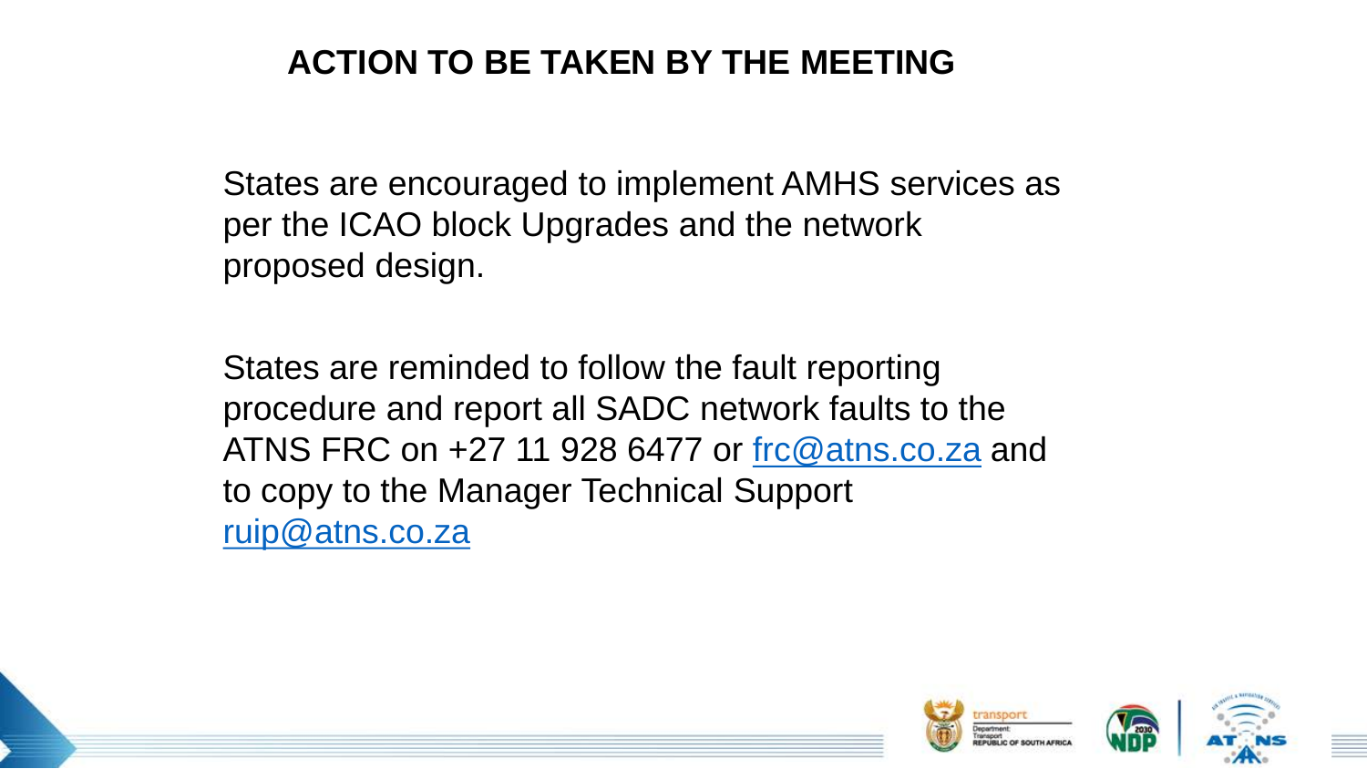## ACTION TO BE TAKEN BY THE MEETING

States are encouraged to implement AMHS services as per the ICAO block Upgrades and the network proposed design.

States are reminded to follow the fault reporting procedure and report all SADC network faults to the ATNS FRC on +27 11 928 6477 or frc@atns.co.za and to copy to the Manager Technical Support ruip@atns.co.za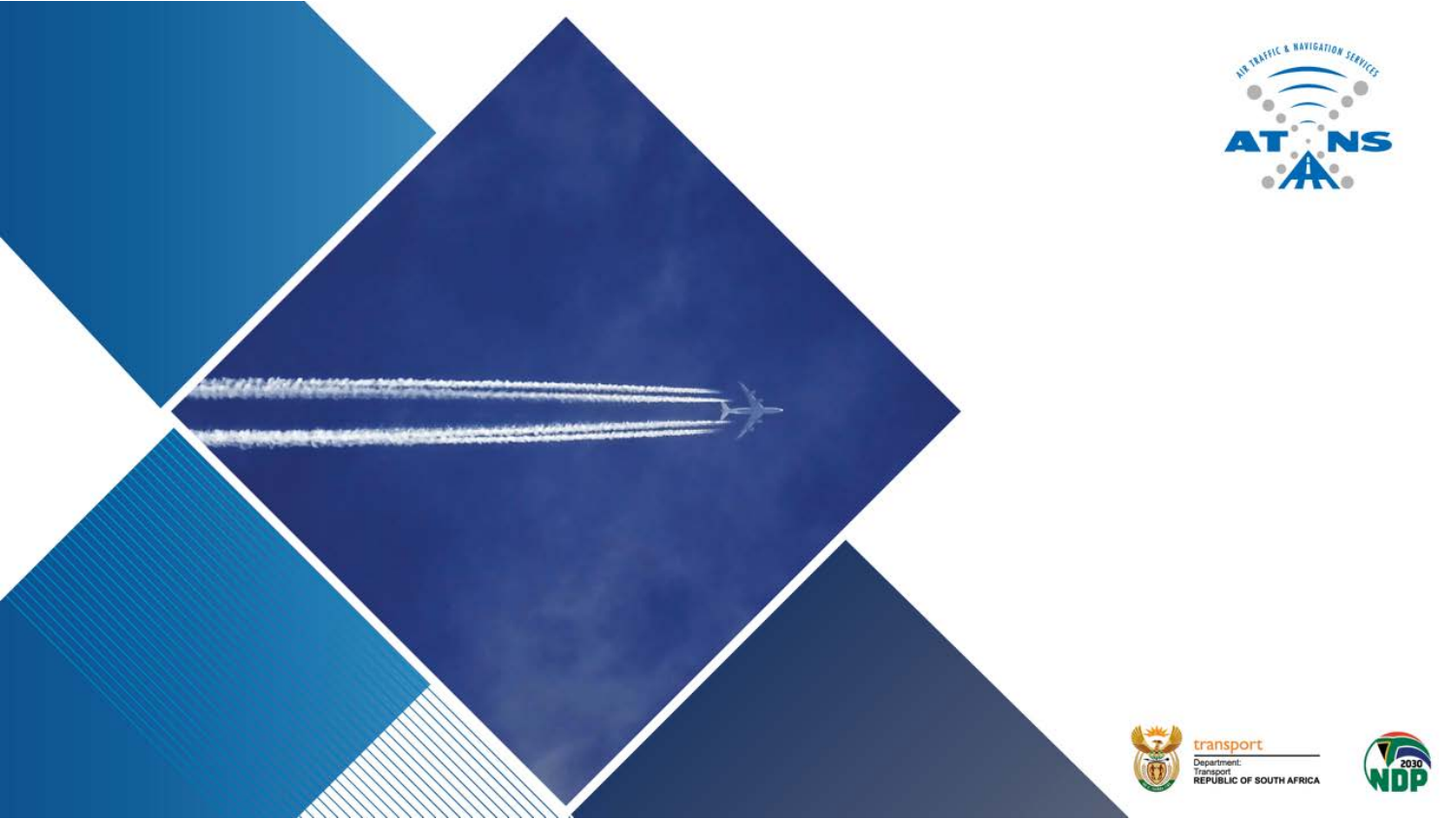AIR TRAFFIC & NAVIGATION SERVICES

ATNS

transport

Department:
Transport
REPUBLIC OF SOUTH AFRICA

2030 NDP